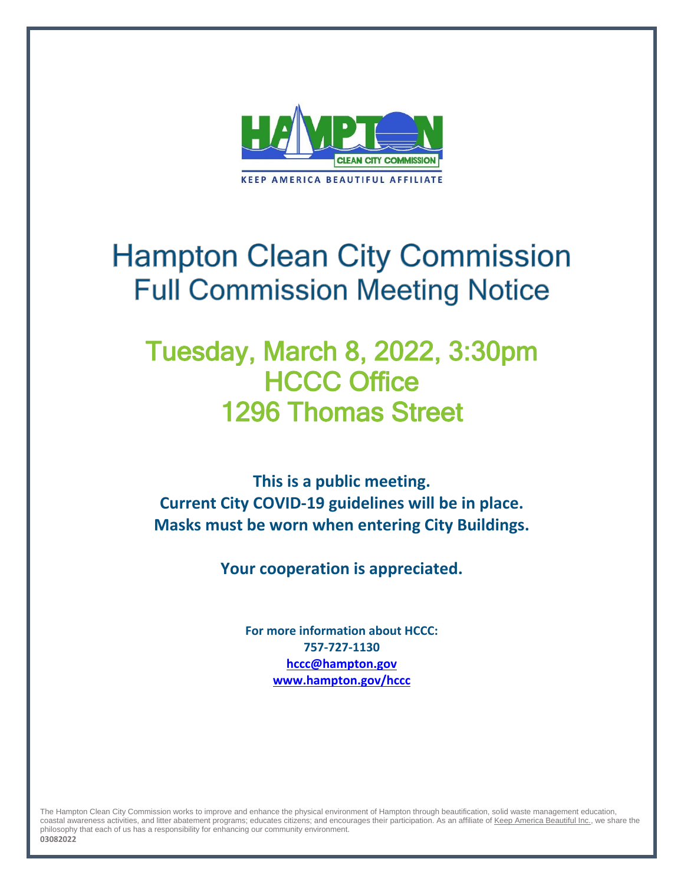HAMPTON CLEAN CITY COMMISSION

KEEP AMERICA BEAUTIFUL AFFILIATE

# Hampton Clean City Commission
## Full Commission Meeting Notice

## Tuesday, March 8, 2022, 3:30pm
## HCCC Office
## 1296 Thomas Street

**This is a public meeting.**
**Current City COVID-19 guidelines will be in place.**
**Masks must be worn when entering City Buildings.**

**Your cooperation is appreciated.**

**For more information about HCCC:**
**757-727-1130**
**hccc@hampton.gov**
**www.hampton.gov/hccc**

The Hampton Clean City Commission works to improve and enhance the physical environment of Hampton through beautification, solid waste management education, coastal awareness activities, and litter abatement programs; educates citizens; and encourages their participation. As an affiliate of Keep America Beautiful Inc., we share the philosophy that each of us has a responsibility for enhancing our community environment.
**03082022**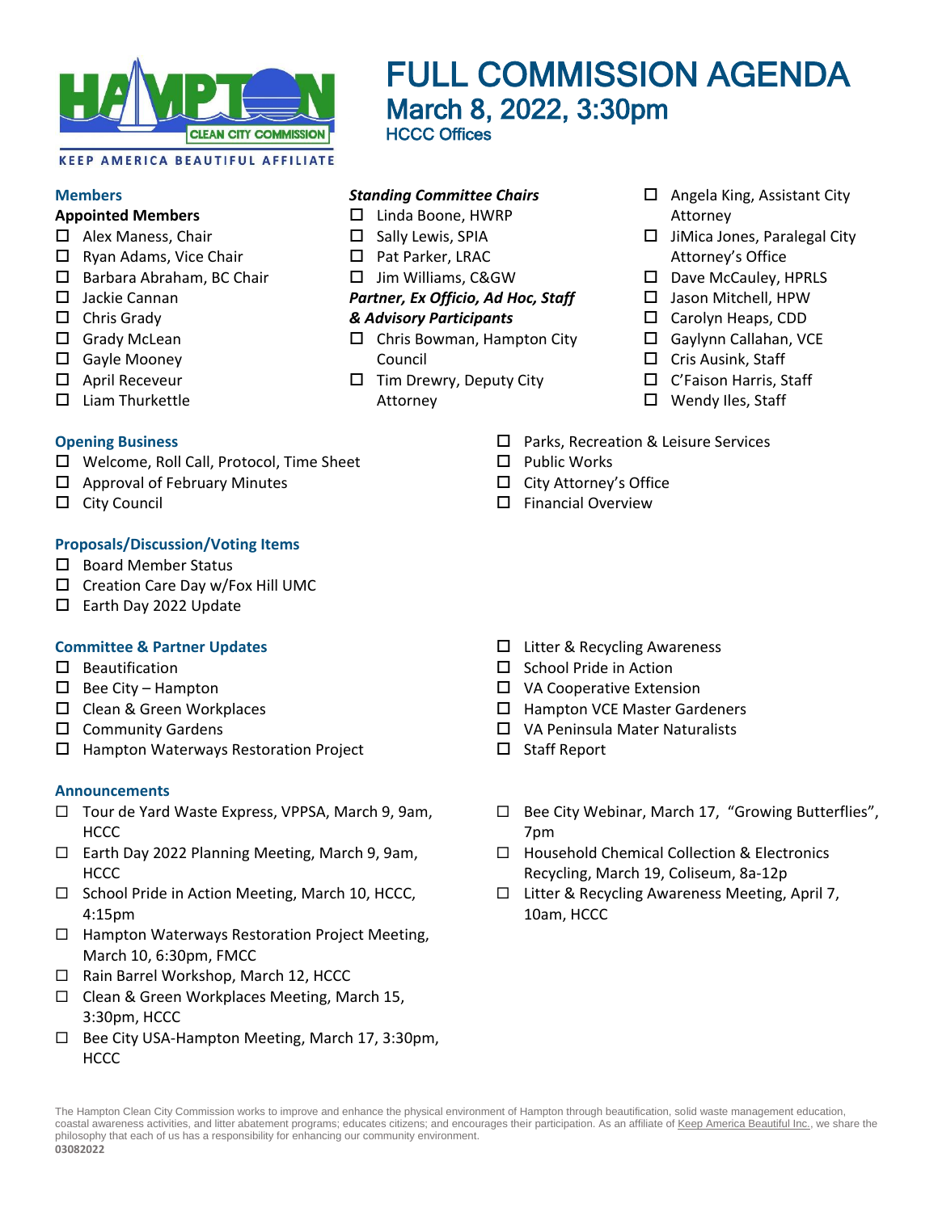# FULL COMMISSION AGENDA

## March 8, 2022, 3:30pm

### HCCC Offices

KEEP AMERICA BEAUTIFUL AFFILIATE

### Members

**Appointed Members**

- ☐ Alex Maness, Chair
- ☐ Ryan Adams, Vice Chair
- ☐ Barbara Abraham, BC Chair
- ☐ Jackie Cannan
- ☐ Chris Grady
- ☐ Grady McLean
- ☐ Gayle Mooney
- ☐ April Receveur
- ☐ Liam Thurkettle

***Standing Committee Chairs***

- ☐ Linda Boone, HWRP
- ☐ Sally Lewis, SPIA
- ☐ Pat Parker, LRAC
- ☐ Jim Williams, C&GW

***Partner, Ex Officio, Ad Hoc, Staff & Advisory Participants***

- ☐ Chris Bowman, Hampton City Council
- ☐ Tim Drewry, Deputy City Attorney
- ☐ Angela King, Assistant City Attorney
- ☐ JiMica Jones, Paralegal City Attorney's Office
- ☐ Dave McCauley, HPRLS
- ☐ Jason Mitchell, HPW
- ☐ Carolyn Heaps, CDD
- ☐ Gaylynn Callahan, VCE
- ☐ Cris Ausink, Staff
- ☐ C'Faison Harris, Staff
- ☐ Wendy Iles, Staff

### Opening Business

- ☐ Welcome, Roll Call, Protocol, Time Sheet
- ☐ Approval of February Minutes
- ☐ City Council
- ☐ Parks, Recreation & Leisure Services
- ☐ Public Works
- ☐ City Attorney's Office
- ☐ Financial Overview

### Proposals/Discussion/Voting Items

- ☐ Board Member Status
- ☐ Creation Care Day w/Fox Hill UMC
- ☐ Earth Day 2022 Update

### Committee & Partner Updates

- ☐ Beautification
- ☐ Bee City – Hampton
- ☐ Clean & Green Workplaces
- ☐ Community Gardens
- ☐ Hampton Waterways Restoration Project
- ☐ Litter & Recycling Awareness
- ☐ School Pride in Action
- ☐ VA Cooperative Extension
- ☐ Hampton VCE Master Gardeners
- ☐ VA Peninsula Mater Naturalists
- ☐ Staff Report

### Announcements

- ☐ Tour de Yard Waste Express, VPPSA, March 9, 9am, HCCC
- ☐ Earth Day 2022 Planning Meeting, March 9, 9am, HCCC
- ☐ School Pride in Action Meeting, March 10, HCCC, 4:15pm
- ☐ Hampton Waterways Restoration Project Meeting, March 10, 6:30pm, FMCC
- ☐ Rain Barrel Workshop, March 12, HCCC
- ☐ Clean & Green Workplaces Meeting, March 15, 3:30pm, HCCC
- ☐ Bee City USA-Hampton Meeting, March 17, 3:30pm, HCCC
- ☐ Bee City Webinar, March 17, "Growing Butterflies", 7pm
- ☐ Household Chemical Collection & Electronics Recycling, March 19, Coliseum, 8a-12p
- ☐ Litter & Recycling Awareness Meeting, April 7, 10am, HCCC

The Hampton Clean City Commission works to improve and enhance the physical environment of Hampton through beautification, solid waste management education, coastal awareness activities, and litter abatement programs; educates citizens; and encourages their participation. As an affiliate of Keep America Beautiful Inc., we share the philosophy that each of us has a responsibility for enhancing our community environment.

**03082022**